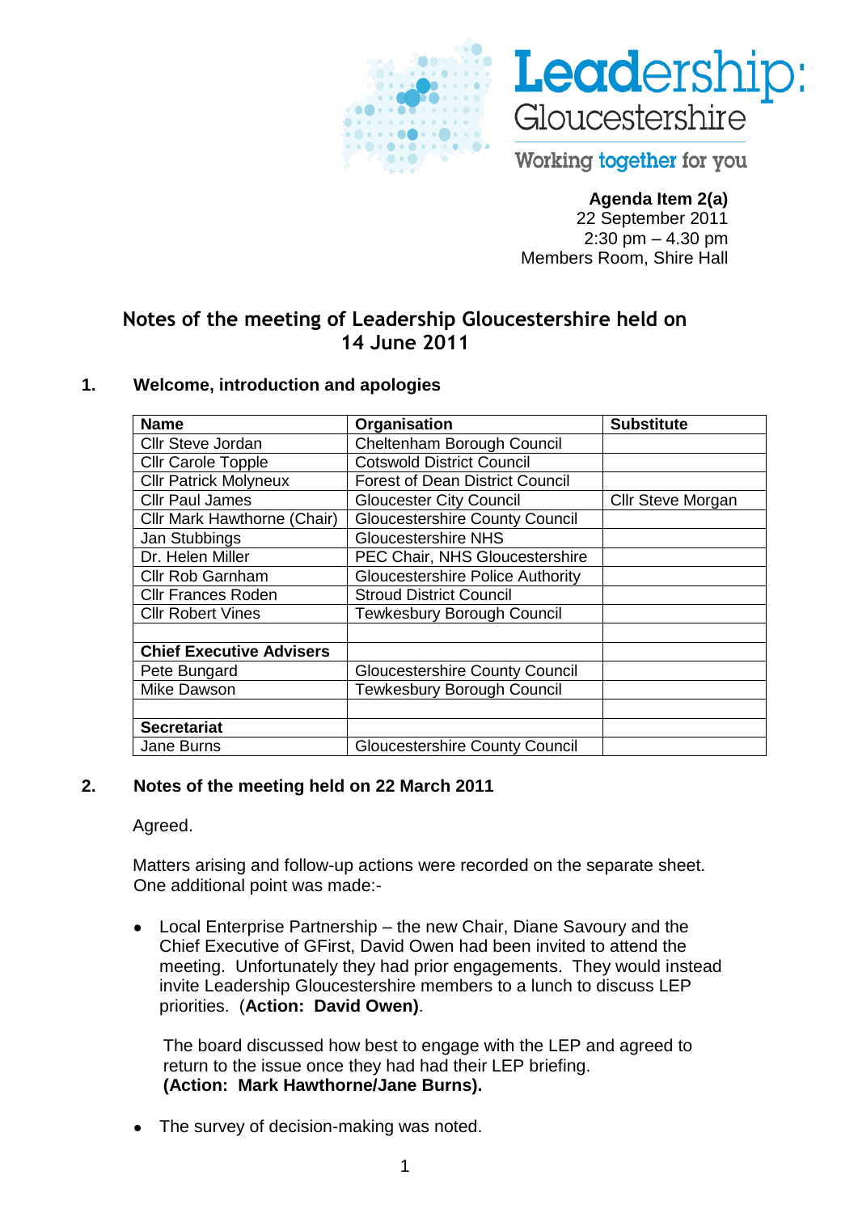Leadership: Gloucestershire

Working together for you

**Agenda Item 2(a)**
22 September 2011
2:30 pm – 4.30 pm
Members Room, Shire Hall

# Notes of the meeting of Leadership Gloucestershire held on 14 June 2011

## 1. Welcome, introduction and apologies

| Name | Organisation | Substitute |
|---|---|---|
| Cllr Steve Jordan | Cheltenham Borough Council | |
| Cllr Carole Topple | Cotswold District Council | |
| Cllr Patrick Molyneux | Forest of Dean District Council | |
| Cllr Paul James | Gloucester City Council | Cllr Steve Morgan |
| Cllr Mark Hawthorne (Chair) | Gloucestershire County Council | |
| Jan Stubbings | Gloucestershire NHS | |
| Dr. Helen Miller | PEC Chair, NHS Gloucestershire | |
| Cllr Rob Garnham | Gloucestershire Police Authority | |
| Cllr Frances Roden | Stroud District Council | |
| Cllr Robert Vines | Tewkesbury Borough Council | |
| | | |
| **Chief Executive Advisers** | | |
| Pete Bungard | Gloucestershire County Council | |
| Mike Dawson | Tewkesbury Borough Council | |
| | | |
| **Secretariat** | | |
| Jane Burns | Gloucestershire County Council | |

## 2. Notes of the meeting held on 22 March 2011

Agreed.

Matters arising and follow-up actions were recorded on the separate sheet. One additional point was made:-

- Local Enterprise Partnership – the new Chair, Diane Savoury and the Chief Executive of GFirst, David Owen had been invited to attend the meeting. Unfortunately they had prior engagements. They would instead invite Leadership Gloucestershire members to a lunch to discuss LEP priorities. (**Action: David Owen)**.

  The board discussed how best to engage with the LEP and agreed to return to the issue once they had had their LEP briefing. **(Action: Mark Hawthorne/Jane Burns).**

- The survey of decision-making was noted.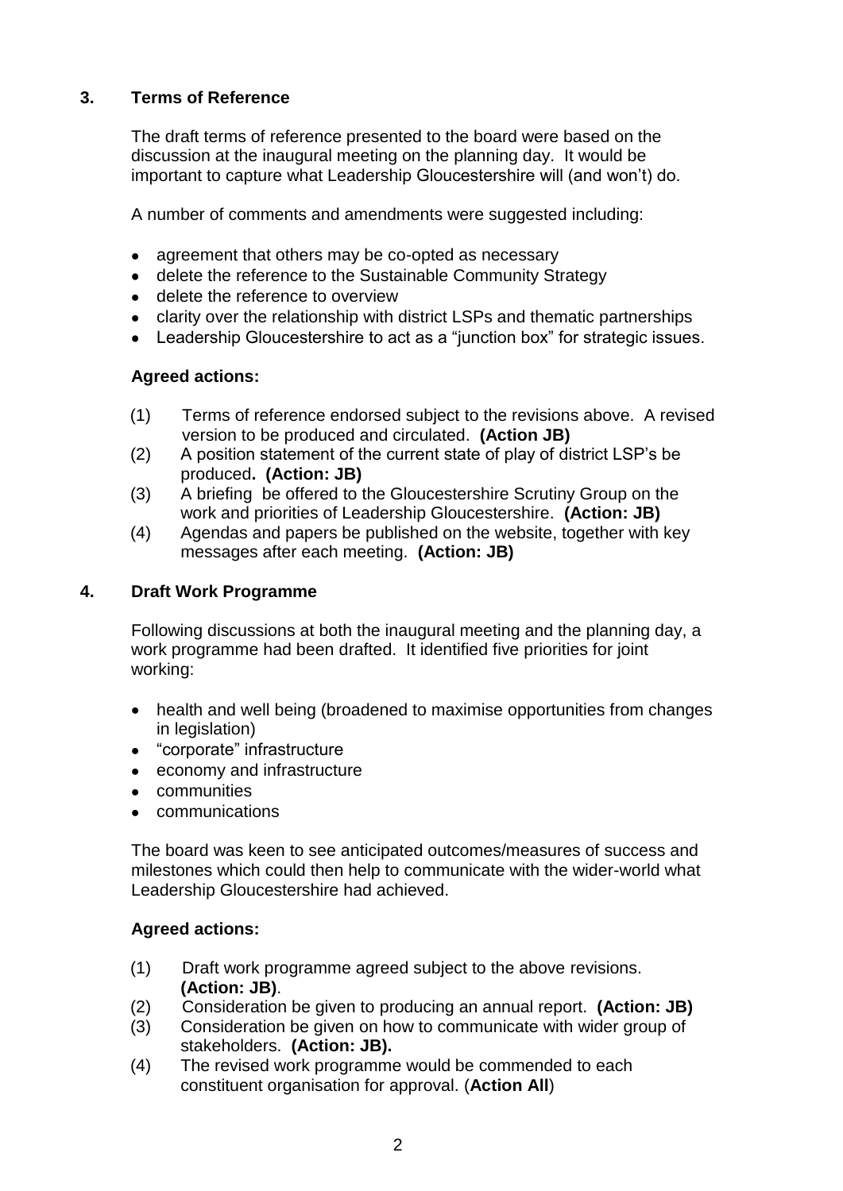## 3. Terms of Reference

The draft terms of reference presented to the board were based on the discussion at the inaugural meeting on the planning day. It would be important to capture what Leadership Gloucestershire will (and won't) do.

A number of comments and amendments were suggested including:

- agreement that others may be co-opted as necessary
- delete the reference to the Sustainable Community Strategy
- delete the reference to overview
- clarity over the relationship with district LSPs and thematic partnerships
- Leadership Gloucestershire to act as a "junction box" for strategic issues.

**Agreed actions:**

(1) Terms of reference endorsed subject to the revisions above. A revised version to be produced and circulated. **(Action JB)**

(2) A position statement of the current state of play of district LSP's be produced**. (Action: JB)**

(3) A briefing be offered to the Gloucestershire Scrutiny Group on the work and priorities of Leadership Gloucestershire. **(Action: JB)**

(4) Agendas and papers be published on the website, together with key messages after each meeting. **(Action: JB)**

## 4. Draft Work Programme

Following discussions at both the inaugural meeting and the planning day, a work programme had been drafted. It identified five priorities for joint working:

- health and well being (broadened to maximise opportunities from changes in legislation)
- "corporate" infrastructure
- economy and infrastructure
- communities
- communications

The board was keen to see anticipated outcomes/measures of success and milestones which could then help to communicate with the wider-world what Leadership Gloucestershire had achieved.

**Agreed actions:**

(1) Draft work programme agreed subject to the above revisions. **(Action: JB)**.

(2) Consideration be given to producing an annual report. **(Action: JB)**

(3) Consideration be given on how to communicate with wider group of stakeholders. **(Action: JB).**

(4) The revised work programme would be commended to each constituent organisation for approval. (**Action All**)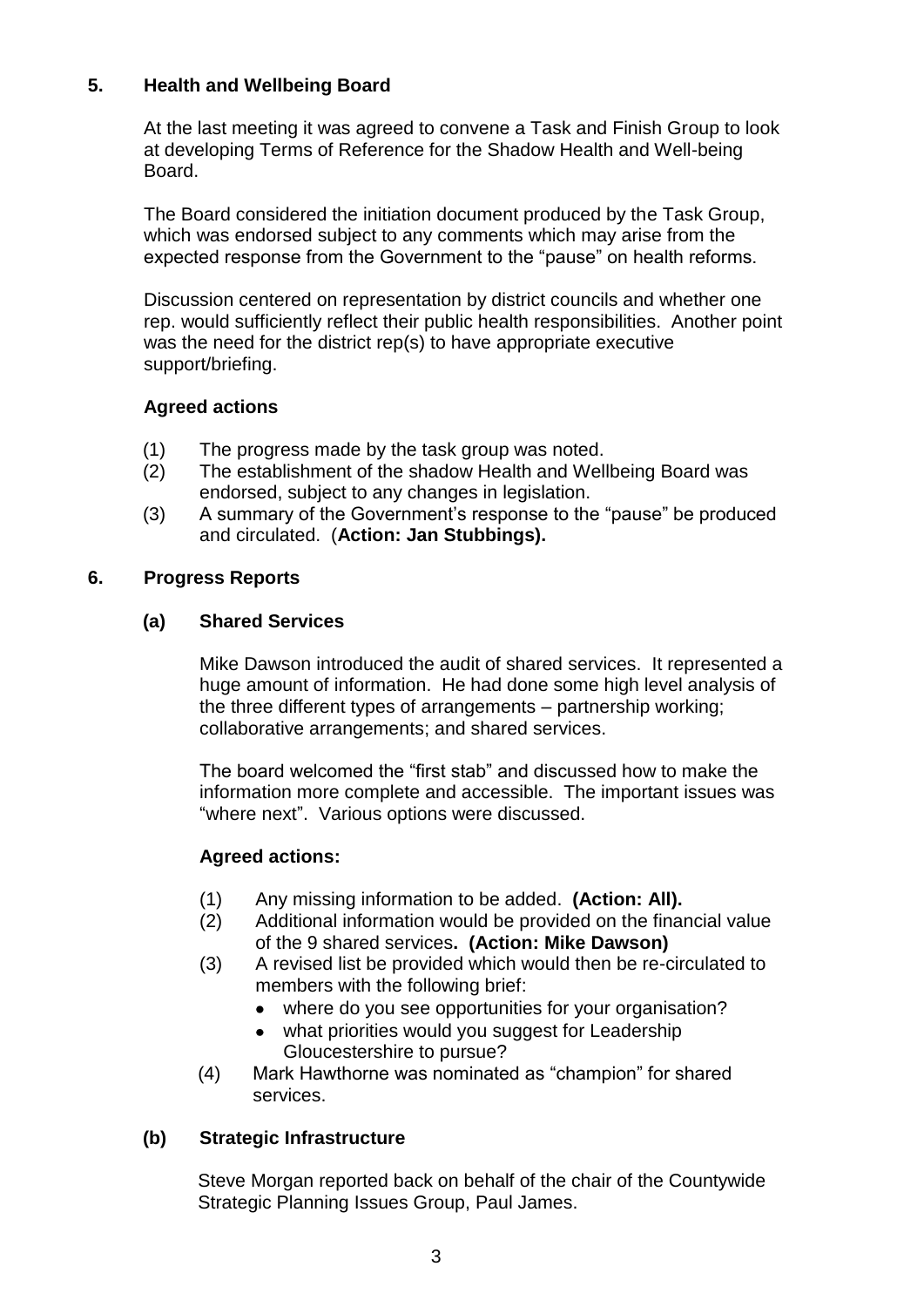## 5. Health and Wellbeing Board

At the last meeting it was agreed to convene a Task and Finish Group to look at developing Terms of Reference for the Shadow Health and Well-being Board.

The Board considered the initiation document produced by the Task Group, which was endorsed subject to any comments which may arise from the expected response from the Government to the "pause" on health reforms.

Discussion centered on representation by district councils and whether one rep. would sufficiently reflect their public health responsibilities. Another point was the need for the district rep(s) to have appropriate executive support/briefing.

**Agreed actions**

(1) The progress made by the task group was noted.
(2) The establishment of the shadow Health and Wellbeing Board was endorsed, subject to any changes in legislation.
(3) A summary of the Government's response to the "pause" be produced and circulated. (**Action: Jan Stubbings).**

## 6. Progress Reports

### (a) Shared Services

Mike Dawson introduced the audit of shared services. It represented a huge amount of information. He had done some high level analysis of the three different types of arrangements – partnership working; collaborative arrangements; and shared services.

The board welcomed the "first stab" and discussed how to make the information more complete and accessible. The important issues was "where next". Various options were discussed.

**Agreed actions:**

(1) Any missing information to be added. **(Action: All).**
(2) Additional information would be provided on the financial value of the 9 shared services**. (Action: Mike Dawson)**
(3) A revised list be provided which would then be re-circulated to members with the following brief:
   - where do you see opportunities for your organisation?
   - what priorities would you suggest for Leadership Gloucestershire to pursue?
(4) Mark Hawthorne was nominated as "champion" for shared services.

### (b) Strategic Infrastructure

Steve Morgan reported back on behalf of the chair of the Countywide Strategic Planning Issues Group, Paul James.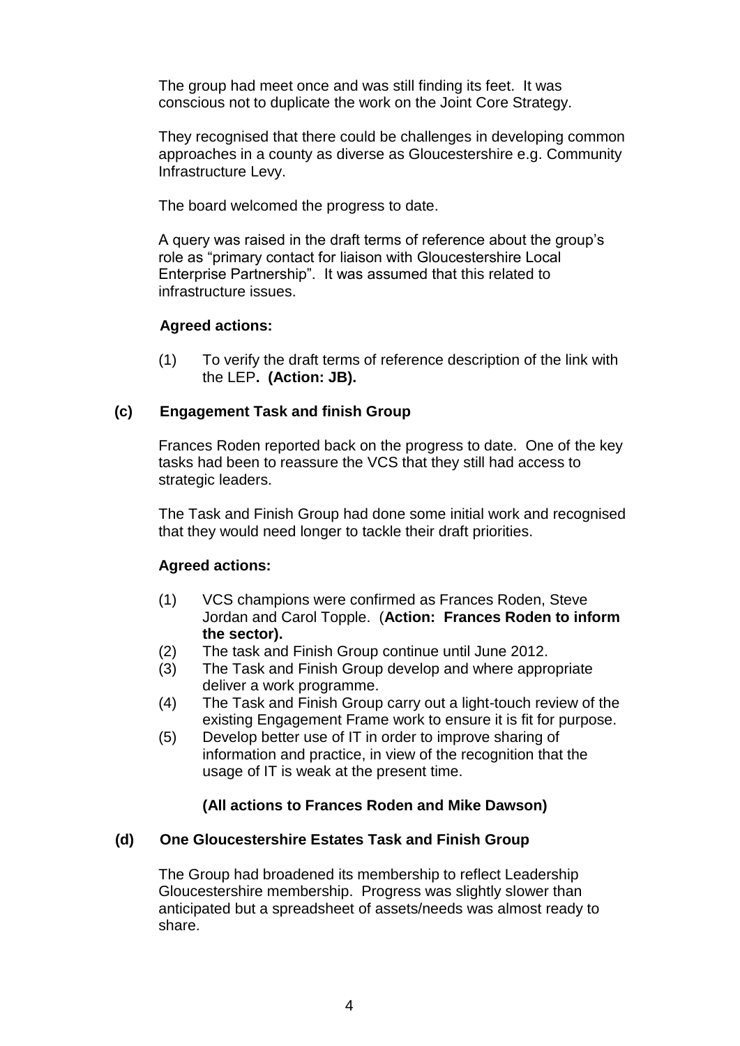The group had meet once and was still finding its feet. It was conscious not to duplicate the work on the Joint Core Strategy.

They recognised that there could be challenges in developing common approaches in a county as diverse as Gloucestershire e.g. Community Infrastructure Levy.

The board welcomed the progress to date.

A query was raised in the draft terms of reference about the group's role as "primary contact for liaison with Gloucestershire Local Enterprise Partnership". It was assumed that this related to infrastructure issues.

**Agreed actions:**

(1) To verify the draft terms of reference description of the link with the LEP**. (Action: JB).**

### (c) Engagement Task and finish Group

Frances Roden reported back on the progress to date. One of the key tasks had been to reassure the VCS that they still had access to strategic leaders.

The Task and Finish Group had done some initial work and recognised that they would need longer to tackle their draft priorities.

**Agreed actions:**

(1) VCS champions were confirmed as Frances Roden, Steve Jordan and Carol Topple. (**Action: Frances Roden to inform the sector).**
(2) The task and Finish Group continue until June 2012.
(3) The Task and Finish Group develop and where appropriate deliver a work programme.
(4) The Task and Finish Group carry out a light-touch review of the existing Engagement Frame work to ensure it is fit for purpose.
(5) Develop better use of IT in order to improve sharing of information and practice, in view of the recognition that the usage of IT is weak at the present time.

**(All actions to Frances Roden and Mike Dawson)**

### (d) One Gloucestershire Estates Task and Finish Group

The Group had broadened its membership to reflect Leadership Gloucestershire membership. Progress was slightly slower than anticipated but a spreadsheet of assets/needs was almost ready to share.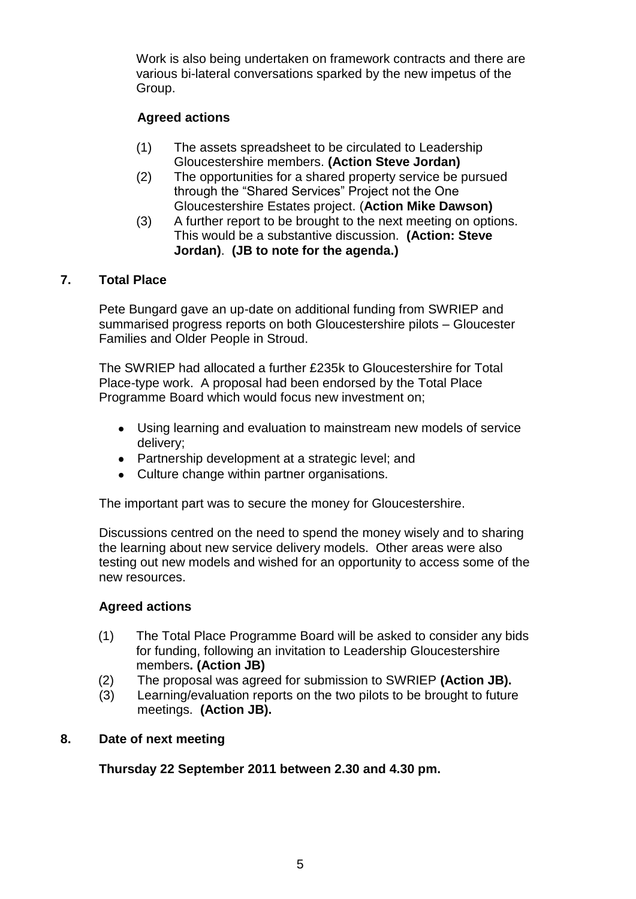Work is also being undertaken on framework contracts and there are various bi-lateral conversations sparked by the new impetus of the Group.

**Agreed actions**

(1) The assets spreadsheet to be circulated to Leadership Gloucestershire members. **(Action Steve Jordan)**
(2) The opportunities for a shared property service be pursued through the "Shared Services" Project not the One Gloucestershire Estates project. (**Action Mike Dawson)**
(3) A further report to be brought to the next meeting on options. This would be a substantive discussion. **(Action: Steve Jordan)**. **(JB to note for the agenda.)**

## 7. Total Place

Pete Bungard gave an up-date on additional funding from SWRIEP and summarised progress reports on both Gloucestershire pilots – Gloucester Families and Older People in Stroud.

The SWRIEP had allocated a further £235k to Gloucestershire for Total Place-type work. A proposal had been endorsed by the Total Place Programme Board which would focus new investment on;

- Using learning and evaluation to mainstream new models of service delivery;
- Partnership development at a strategic level; and
- Culture change within partner organisations.

The important part was to secure the money for Gloucestershire.

Discussions centred on the need to spend the money wisely and to sharing the learning about new service delivery models. Other areas were also testing out new models and wished for an opportunity to access some of the new resources.

**Agreed actions**

(1) The Total Place Programme Board will be asked to consider any bids for funding, following an invitation to Leadership Gloucestershire members**. (Action JB)**
(2) The proposal was agreed for submission to SWRIEP **(Action JB).**
(3) Learning/evaluation reports on the two pilots to be brought to future meetings. **(Action JB).**

## 8. Date of next meeting

**Thursday 22 September 2011 between 2.30 and 4.30 pm.**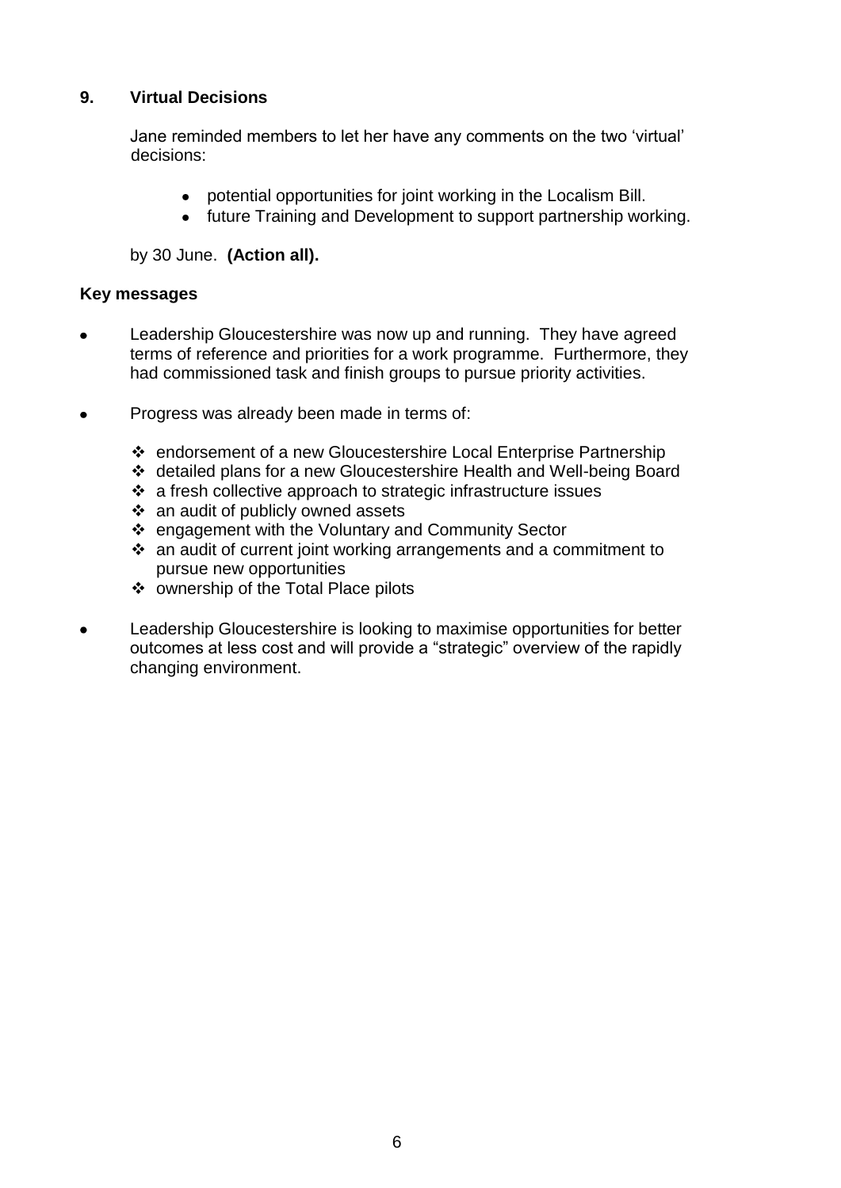## 9. Virtual Decisions

Jane reminded members to let her have any comments on the two 'virtual' decisions:

- potential opportunities for joint working in the Localism Bill.
- future Training and Development to support partnership working.

by 30 June. **(Action all).**

### Key messages

- Leadership Gloucestershire was now up and running. They have agreed terms of reference and priorities for a work programme. Furthermore, they had commissioned task and finish groups to pursue priority activities.
- Progress was already been made in terms of:
  - endorsement of a new Gloucestershire Local Enterprise Partnership
  - detailed plans for a new Gloucestershire Health and Well-being Board
  - a fresh collective approach to strategic infrastructure issues
  - an audit of publicly owned assets
  - engagement with the Voluntary and Community Sector
  - an audit of current joint working arrangements and a commitment to pursue new opportunities
  - ownership of the Total Place pilots
- Leadership Gloucestershire is looking to maximise opportunities for better outcomes at less cost and will provide a "strategic" overview of the rapidly changing environment.